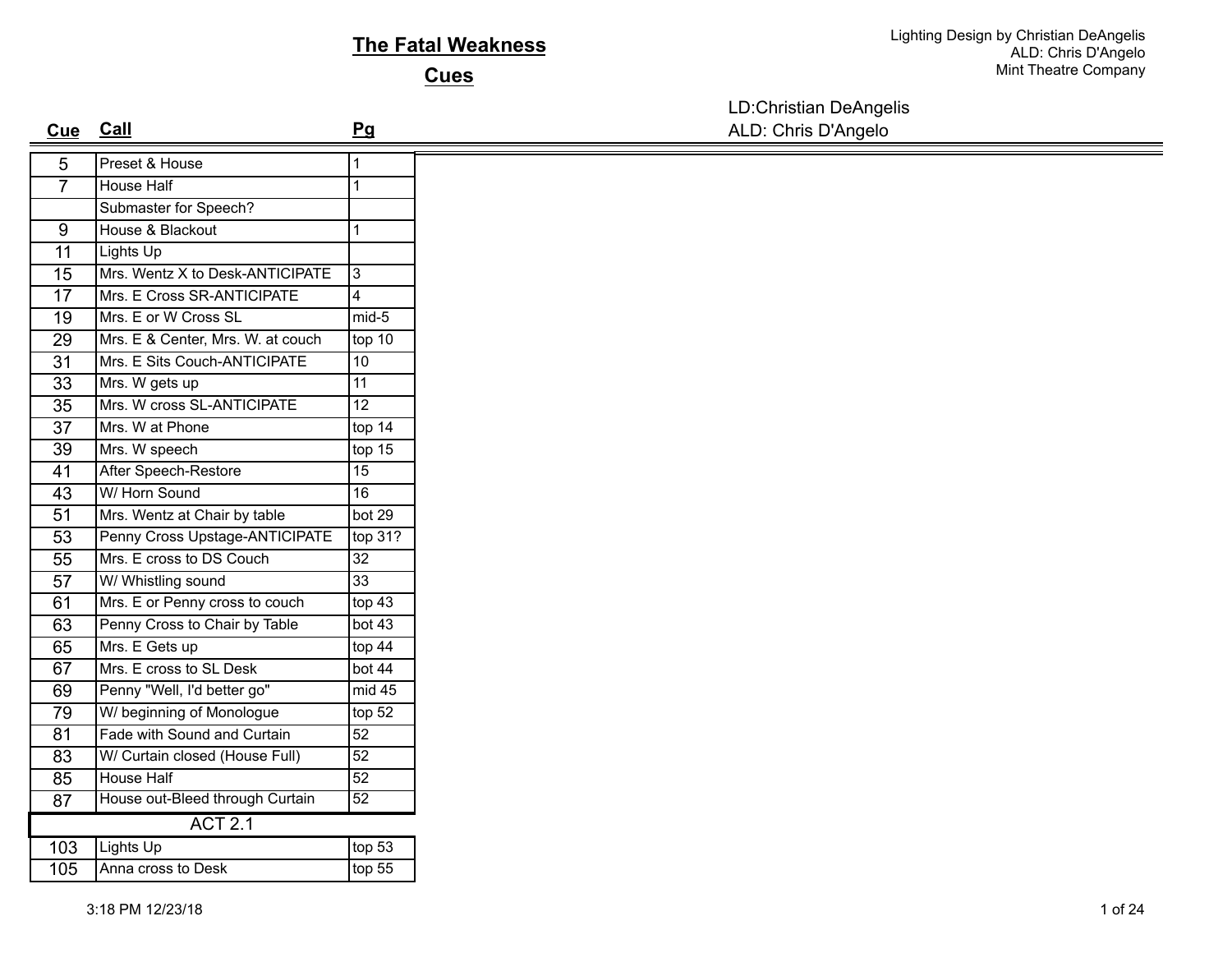# The Fatal Weakness

## Cues

Lighting Design by Christian DeAngelis
ALD: Chris D'Angelo
Mint Theatre Company

LD:Christian DeAngelis
ALD: Chris D'Angelo

| Cue | Call | Pg |
|---|---|---|
| 5 | Preset & House | 1 |
| 7 | House Half | 1 |
| | Submaster for Speech? | |
| 9 | House & Blackout | 1 |
| 11 | Lights Up | |
| 15 | Mrs. Wentz X to Desk-ANTICIPATE | 3 |
| 17 | Mrs. E Cross SR-ANTICIPATE | 4 |
| 19 | Mrs. E or W Cross SL | mid-5 |
| 29 | Mrs. E & Center, Mrs. W. at couch | top 10 |
| 31 | Mrs. E Sits Couch-ANTICIPATE | 10 |
| 33 | Mrs. W gets up | 11 |
| 35 | Mrs. W cross SL-ANTICIPATE | 12 |
| 37 | Mrs. W at Phone | top 14 |
| 39 | Mrs. W speech | top 15 |
| 41 | After Speech-Restore | 15 |
| 43 | W/ Horn Sound | 16 |
| 51 | Mrs. Wentz at Chair by table | bot 29 |
| 53 | Penny Cross Upstage-ANTICIPATE | top 31? |
| 55 | Mrs. E cross to DS Couch | 32 |
| 57 | W/ Whistling sound | 33 |
| 61 | Mrs. E or Penny cross to couch | top 43 |
| 63 | Penny Cross to Chair by Table | bot 43 |
| 65 | Mrs. E Gets up | top 44 |
| 67 | Mrs. E cross to SL Desk | bot 44 |
| 69 | Penny "Well, I'd better go" | mid 45 |
| 79 | W/ beginning of Monologue | top 52 |
| 81 | Fade with Sound and Curtain | 52 |
| 83 | W/ Curtain closed (House Full) | 52 |
| 85 | House Half | 52 |
| 87 | House out-Bleed through Curtain | 52 |
| | ACT 2.1 | |
| 103 | Lights Up | top 53 |
| 105 | Anna cross to Desk | top 55 |

3:18 PM 12/23/18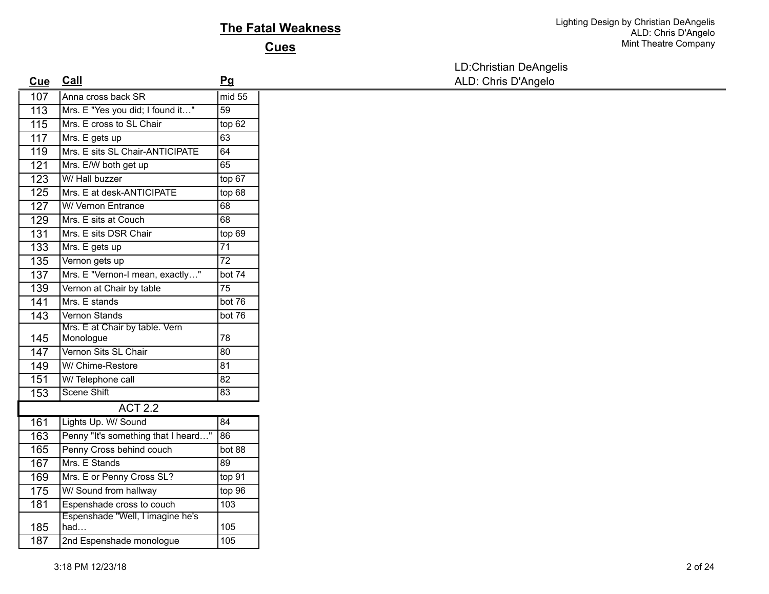# The Fatal Weakness

## Cues

LD:Christian DeAngelis
ALD: Chris D'Angelo

| Cue | Call | Pg |
|---|---|---|
| 107 | Anna cross back SR | mid 55 |
| 113 | Mrs. E "Yes you did; I found it…" | 59 |
| 115 | Mrs. E cross to SL Chair | top 62 |
| 117 | Mrs. E gets up | 63 |
| 119 | Mrs. E sits SL Chair-ANTICIPATE | 64 |
| 121 | Mrs. E/W both get up | 65 |
| 123 | W/ Hall buzzer | top 67 |
| 125 | Mrs. E at desk-ANTICIPATE | top 68 |
| 127 | W/ Vernon Entrance | 68 |
| 129 | Mrs. E sits at Couch | 68 |
| 131 | Mrs. E sits DSR Chair | top 69 |
| 133 | Mrs. E gets up | 71 |
| 135 | Vernon gets up | 72 |
| 137 | Mrs. E "Vernon-I mean, exactly…" | bot 74 |
| 139 | Vernon at Chair by table | 75 |
| 141 | Mrs. E stands | bot 76 |
| 143 | Vernon Stands | bot 76 |
| 145 | Mrs. E at Chair by table. Vern Monologue | 78 |
| 147 | Vernon Sits SL Chair | 80 |
| 149 | W/ Chime-Restore | 81 |
| 151 | W/ Telephone call | 82 |
| 153 | Scene Shift | 83 |
| | ACT 2.2 | |
| 161 | Lights Up. W/ Sound | 84 |
| 163 | Penny "It's something that I heard…" | 86 |
| 165 | Penny Cross behind couch | bot 88 |
| 167 | Mrs. E Stands | 89 |
| 169 | Mrs. E or Penny Cross SL? | top 91 |
| 175 | W/ Sound from hallway | top 96 |
| 181 | Espenshade cross to couch | 103 |
| 185 | Espenshade "Well, I imagine he's had… | 105 |
| 187 | 2nd Espenshade monologue | 105 |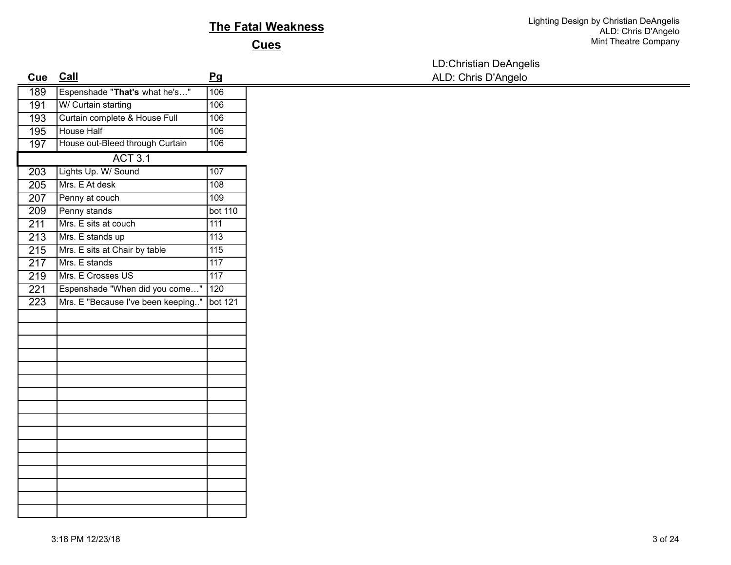# The Fatal Weakness

## Cues

LD:Christian DeAngelis
ALD: Chris D'Angelo

| Cue | Call | Pg |
|---|---|---|
| 189 | Espenshade "**That's** what he's…" | 106 |
| 191 | W/ Curtain starting | 106 |
| 193 | Curtain complete & House Full | 106 |
| 195 | House Half | 106 |
| 197 | House out-Bleed through Curtain | 106 |
| | ACT 3.1 | |
| 203 | Lights Up. W/ Sound | 107 |
| 205 | Mrs. E At desk | 108 |
| 207 | Penny at couch | 109 |
| 209 | Penny stands | bot 110 |
| 211 | Mrs. E sits at couch | 111 |
| 213 | Mrs. E stands up | 113 |
| 215 | Mrs. E sits at Chair by table | 115 |
| 217 | Mrs. E stands | 117 |
| 219 | Mrs. E Crosses US | 117 |
| 221 | Espenshade "When did you come…" | 120 |
| 223 | Mrs. E "Because I've been keeping.." | bot 121 |